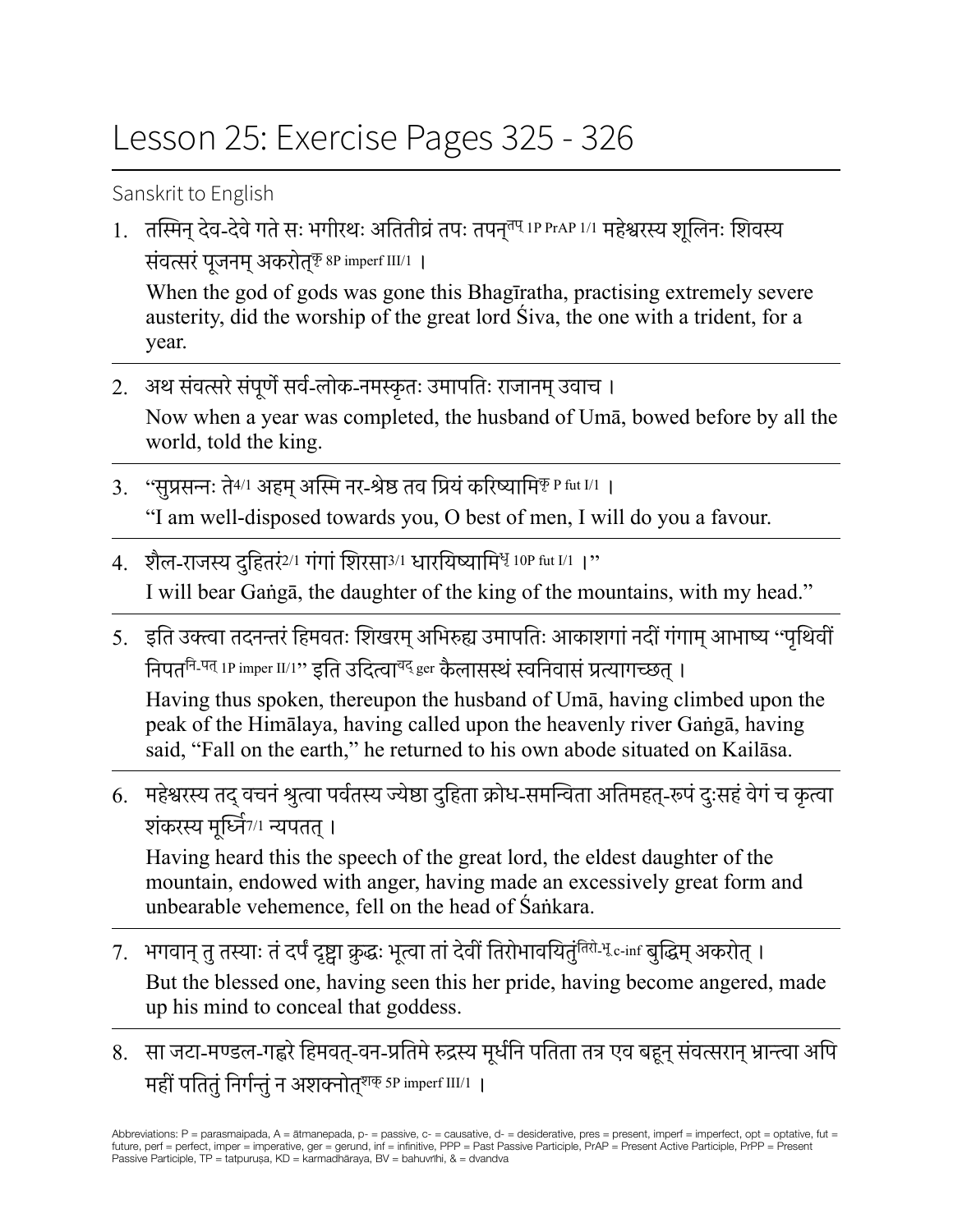# Lesson 25: Exercise Pages 325 - 326

Sanskrit to English

1. तस्मिन् देव-देवे गते सः भगीरथः अतितीव्रं तपः तपन्[तप् 1P PrAP 1/1] महेश्वरस्य शूलिनः शिवस्य संवत्सरं पूजनम् अकरोत्[कृ 8P imperf III/1] ।

   When the god of gods was gone this Bhagīratha, practising extremely severe austerity, did the worship of the great lord Śiva, the one with a trident, for a year.

2. अथ संवत्सरे संपूर्णे सर्व-लोक-नमस्कृतः उमापतिः राजानम् उवाच ।

   Now when a year was completed, the husband of Umā, bowed before by all the world, told the king.

3. "सुप्रसन्नः ते[4/1] अहम् अस्मि नर-श्रेष्ठ तव प्रियं करिष्यामि[कृ P fut I/1] ।

   "I am well-disposed towards you, O best of men, I will do you a favour.

4. शैल-राजस्य दुहितरं[2/1] गंगां शिरसा[3/1] धारयिष्यामि[धृ 10P fut I/1] ।"

   I will bear Gaṅgā, the daughter of the king of the mountains, with my head."

5. इति उक्त्वा तदनन्तरं हिमवतः शिखरम् अभिरुह्य उमापतिः आकाशगां नदीं गंगाम् आभाष्य "पृथिवीं निपत[नि-पत् 1P imper II/1]" इति उदित्वा[वद् ger] कैलासस्थं स्वनिवासं प्रत्यागच्छत् ।

   Having thus spoken, thereupon the husband of Umā, having climbed upon the peak of the Himālaya, having called upon the heavenly river Gaṅgā, having said, "Fall on the earth," he returned to his own abode situated on Kailāsa.

6. महेश्वरस्य तद् वचनं श्रुत्वा पर्वतस्य ज्येष्ठा दुहिता क्रोध-समन्विता अतिमहत्-रूपं दुःसहं वेगं च कृत्वा शंकरस्य मूर्ध्नि[7/1] न्यपतत् ।

   Having heard this the speech of the great lord, the eldest daughter of the mountain, endowed with anger, having made an excessively great form and unbearable vehemence, fell on the head of Śaṅkara.

7. भगवान् तु तस्याः तं दर्पं दृष्ट्वा क्रुद्धः भूत्वा तां देवीं तिरोभावयितुं[तिरो-भू c-inf] बुद्धिम् अकरोत् ।

   But the blessed one, having seen this her pride, having become angered, made up his mind to conceal that goddess.

8. सा जटा-मण्डल-गह्वरे हिमवत्-वन-प्रतिमे रुद्रस्य मूर्धनि पतिता तत्र एव बहून् संवत्सरान् भ्रान्त्वा अपि महीं पतितुं निर्गन्तुं न अशक्नोत्[शक् 5P imperf III/1] ।

Abbreviations: P = parasmaipada, A = ātmanepada, p- = passive, c- = causative, d- = desiderative, pres = present, imperf = imperfect, opt = optative, fut = future, perf = perfect, imper = imperative, ger = gerund, inf = infinitive, PPP = Past Passive Participle, PrAP = Present Active Participle, PrPP = Present Passive Participle, TP = tatpuruṣa, KD = karmadhāraya, BV = bahuvrīhi, & = dvandva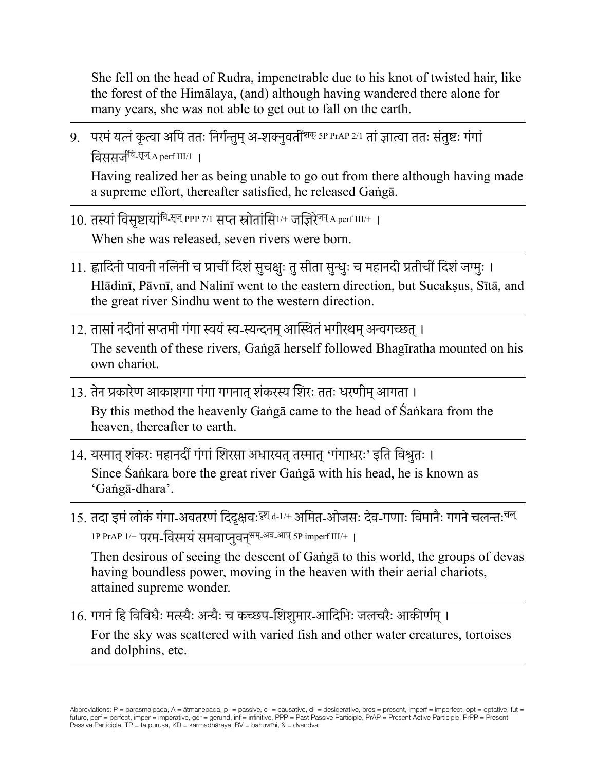She fell on the head of Rudra, impenetrable due to his knot of twisted hair, like the forest of the Himālaya, (and) although having wandered there alone for many years, she was not able to get out to fall on the earth.

---

9. परमं यत्नं कृत्वा अपि ततः निर्गन्तुम् अ-शक्नुवतीं[शक् 5P PrAP 2/1] तां ज्ञात्वा ततः संतुष्टः गंगां विससर्ज[वि-सृज् A perf III/1] ।

   Having realized her as being unable to go out from there although having made a supreme effort, thereafter satisfied, he released Gaṅgā.

---

10. तस्यां विसृष्टायां[वि-सृज् PPP 7/1] सप्त स्रोतांसि[1/+] जज्ञिरे[जन् A perf III/+] ।

    When she was released, seven rivers were born.

---

11. ह्लादिनी पावनी नलिनी च प्राचीं दिशं सुचक्षुः तु सीता सुन्धुः च महानदी प्रतीचीं दिशं जग्मुः ।

    Hlādinī, Pāvnī, and Nalinī went to the eastern direction, but Sucakṣus, Sītā, and the great river Sindhu went to the western direction.

---

12. तासां नदीनां सप्तमी गंगा स्वयं स्व-स्यन्दनम् आस्थितं भगीरथम् अन्वगच्छत् ।

    The seventh of these rivers, Gaṅgā herself followed Bhagīratha mounted on his own chariot.

---

13. तेन प्रकारेण आकाशगा गंगा गगनात् शंकरस्य शिरः ततः धरणीम् आगता ।

    By this method the heavenly Gaṅgā came to the head of Śaṅkara from the heaven, thereafter to earth.

---

14. यस्मात् शंकरः महानदीं गंगां शिरसा अधारयत् तस्मात् 'गंगाधरः' इति विश्रुतः ।

    Since Śaṅkara bore the great river Gaṅgā with his head, he is known as 'Gaṅgā-dhara'.

---

15. तदा इमं लोकं गंगा-अवतरणं दिदृक्षवः[दृश् d-1/+] अमित-ओजसः देव-गणाः विमानैः गगने चलन्तः[चल् 1P PrAP 1/+] परम-विस्मयं समवाप्नुवन्[सम्-अव-आप् 5P imperf III/+] ।

    Then desirous of seeing the descent of Gaṅgā to this world, the groups of devas having boundless power, moving in the heaven with their aerial chariots, attained supreme wonder.

---

16. गगनं हि विविधैः मत्स्यैः अन्यैः च कच्छप-शिशुमार-आदिभिः जलचरैः आकीर्णम् ।

    For the sky was scattered with varied fish and other water creatures, tortoises and dolphins, etc.

---

Abbreviations: P = parasmaipada, A = ātmanepada, p- = passive, c- = causative, d- = desiderative, pres = present, imperf = imperfect, opt = optative, fut = future, perf = perfect, imper = imperative, ger = gerund, inf = infinitive, PPP = Past Passive Participle, PrAP = Present Active Participle, PrPP = Present Passive Participle, TP = tatpuruṣa, KD = karmadhāraya, BV = bahuvrīhi, & = dvandva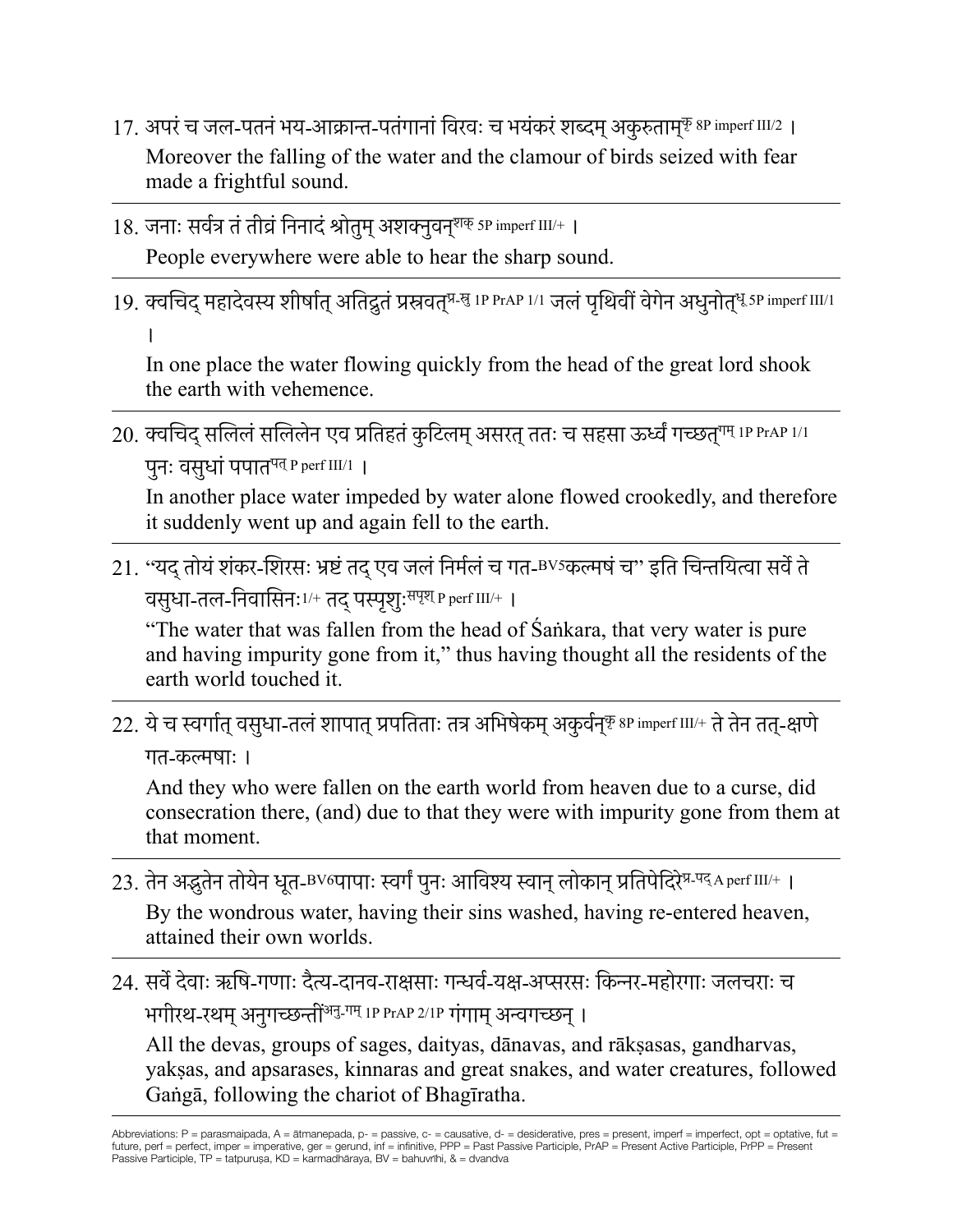17. अपरं च जल-पतनं भय-आक्रान्त-पतंगानां विरवः च भयंकरं शब्दम् अकुरुताम्[कृ 8P imperf III/2] ।

Moreover the falling of the water and the clamour of birds seized with fear made a frightful sound.

---

18. जनाः सर्वत्र तं तीव्रं निनादं श्रोतुम् अशक्नुवन्[शक् 5P imperf III/+] ।

People everywhere were able to hear the sharp sound.

---

19. क्वचिद् महादेवस्य शीर्षात् अतिद्रुतं प्रस्रवत्[प्र-स्रु 1P PrAP 1/1] जलं पृथिवीं वेगेन अधुनोत्[धू 5P imperf III/1] ।

In one place the water flowing quickly from the head of the great lord shook the earth with vehemence.

---

20. क्वचिद् सलिलं सलिलेन एव प्रतिहतं कुटिलम् असरत् ततः च सहसा ऊर्ध्वं गच्छत्[गम् 1P PrAP 1/1] पुनः वसुधां पपात[पत् P perf III/1] ।

In another place water impeded by water alone flowed crookedly, and therefore it suddenly went up and again fell to the earth.

---

21. "यद् तोयं शंकर-शिरसः भ्रष्टं तद् एव जलं निर्मलं च गत-[BV5]कल्मषं च" इति चिन्तयित्वा सर्वे ते वसुधा-तल-निवासिनः[1/+] तद् पस्पृशुः[स्पृश् P perf III/+] ।

"The water that was fallen from the head of Śaṅkara, that very water is pure and having impurity gone from it," thus having thought all the residents of the earth world touched it.

---

22. ये च स्वर्गात् वसुधा-तलं शापात् प्रपतिताः तत्र अभिषेकम् अकुर्वन्[कृ 8P imperf III/+] ते तेन तत्-क्षणे गत-कल्मषाः ।

And they who were fallen on the earth world from heaven due to a curse, did consecration there, (and) due to that they were with impurity gone from them at that moment.

---

23. तेन अद्भुतेन तोयेन धूत-[BV6]पापाः स्वर्गं पुनः आविश्य स्वान् लोकान् प्रतिपेदिरे[प्र-पद् A perf III/+] ।

By the wondrous water, having their sins washed, having re-entered heaven, attained their own worlds.

---

24. सर्वे देवाः ऋषि-गणाः दैत्य-दानव-राक्षसाः गन्धर्व-यक्ष-अप्सरसः किन्नर-महोरगाः जलचराः च भगीरथ-रथम् अनुगच्छन्ती[अनु-गम् 1P PrAP 2/1P] गंगाम् अन्वगच्छन् ।

All the devas, groups of sages, daityas, dānavas, and rākṣasas, gandharvas, yakṣas, and apsarases, kinnaras and great snakes, and water creatures, followed Gaṅgā, following the chariot of Bhagīratha.

---

Abbreviations: P = parasmaipada, A = ātmanepada, p- = passive, c- = causative, d- = desiderative, pres = present, imperf = imperfect, opt = optative, fut = future, perf = perfect, imper = imperative, ger = gerund, inf = infinitive, PPP = Past Passive Participle, PrAP = Present Active Participle, PrPP = Present Passive Participle, TP = tatpuruṣa, KD = karmadhāraya, BV = bahuvrīhi, & = dvandva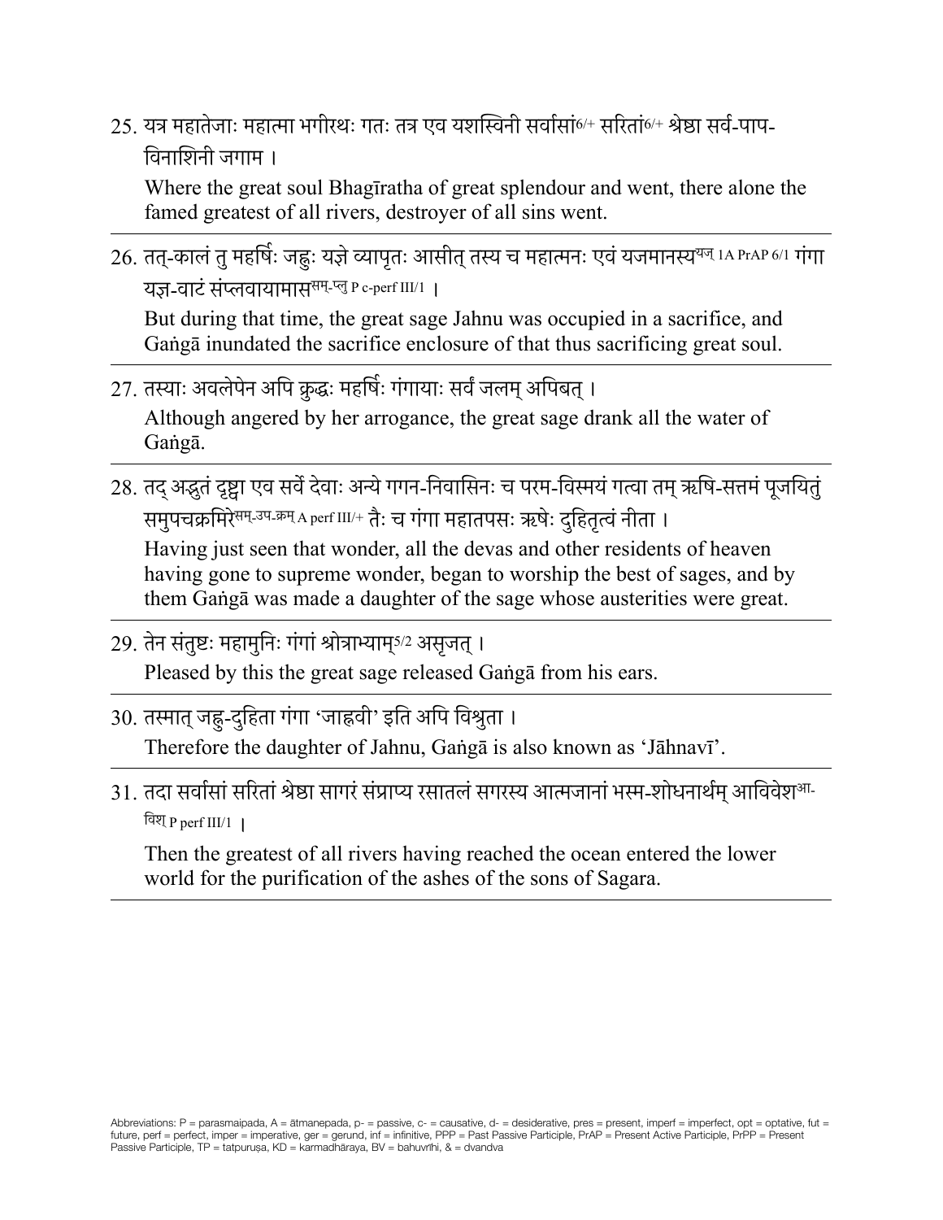25. यत्र महातेजाः महात्मा भगीरथः गतः तत्र एव यशस्विनी सर्वासां[6/+] सरितां[6/+] श्रेष्ठा सर्व-पाप-विनाशिनी जगाम ।

 Where the great soul Bhagīratha of great splendour and went, there alone the famed greatest of all rivers, destroyer of all sins went.

---

26. तत्-कालं तु महर्षिः जह्नुः यज्ञे व्यापृतः आसीत् तस्य च महात्मनः एवं यजमानस्य[यज् 1A PrAP 6/1] गंगा यज्ञ-वाटं संप्लवायामास[सम्-प्लु P c-perf III/1] ।

 But during that time, the great sage Jahnu was occupied in a sacrifice, and Gaṅgā inundated the sacrifice enclosure of that thus sacrificing great soul.

---

27. तस्याः अवलेपेन अपि क्रुद्धः महर्षिः गंगायाः सर्वं जलम् अपिबत् ।

 Although angered by her arrogance, the great sage drank all the water of Gaṅgā.

---

28. तद् अद्भुतं दृष्ट्वा एव सर्वे देवाः अन्ये गगन-निवासिनः च परम-विस्मयं गत्वा तम् ऋषि-सत्तमं पूजयितुं समुपचक्रमिरे[सम्-उप-क्रम् A perf III/+] तैः च गंगा महातपसः ऋषेः दुहितृत्वं नीता ।

 Having just seen that wonder, all the devas and other residents of heaven having gone to supreme wonder, began to worship the best of sages, and by them Gaṅgā was made a daughter of the sage whose austerities were great.

---

29. तेन संतुष्टः महामुनिः गंगां श्रोत्राभ्याम्[5/2] असृजत् ।

 Pleased by this the great sage released Gaṅgā from his ears.

---

30. तस्मात् जह्नु-दुहिता गंगा 'जाह्नवी' इति अपि विश्रुता ।

 Therefore the daughter of Jahnu, Gaṅgā is also known as 'Jāhnavī'.

---

31. तदा सर्वासां सरितां श्रेष्ठा सागरं संप्राप्य रसातलं सगरस्य आत्मजानां भस्म-शोधनार्थम् आविवेश[आ-विश् P perf III/1] ।

 Then the greatest of all rivers having reached the ocean entered the lower world for the purification of the ashes of the sons of Sagara.

---

Abbreviations: P = parasmaipada, A = ātmanepada, p- = passive, c- = causative, d- = desiderative, pres = present, imperf = imperfect, opt = optative, fut = future, perf = perfect, imper = imperative, ger = gerund, inf = infinitive, PPP = Past Passive Participle, PrAP = Present Active Participle, PrPP = Present Passive Participle, TP = tatpuruṣa, KD = karmadhāraya, BV = bahuvrīhi, & = dvandva